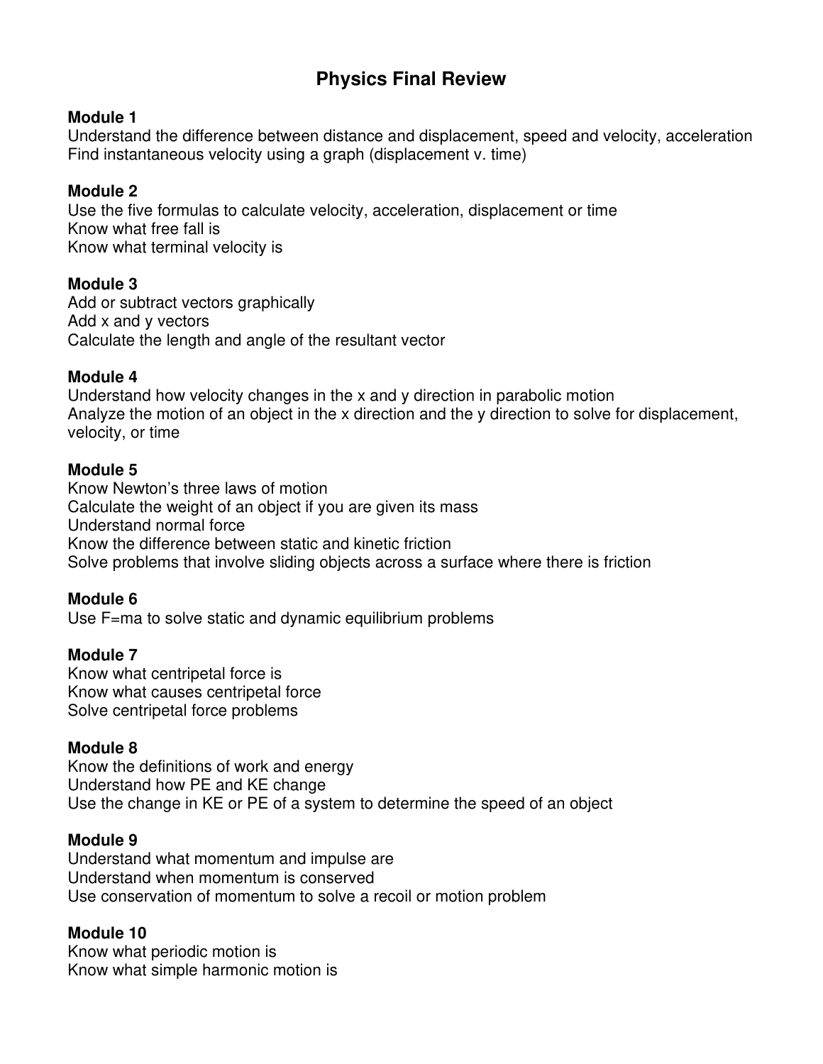# Physics Final Review

**Module 1**
Understand the difference between distance and displacement, speed and velocity, acceleration
Find instantaneous velocity using a graph (displacement v. time)

**Module 2**
Use the five formulas to calculate velocity, acceleration, displacement or time
Know what free fall is
Know what terminal velocity is

**Module 3**
Add or subtract vectors graphically
Add x and y vectors
Calculate the length and angle of the resultant vector

**Module 4**
Understand how velocity changes in the x and y direction in parabolic motion
Analyze the motion of an object in the x direction and the y direction to solve for displacement, velocity, or time

**Module 5**
Know Newton's three laws of motion
Calculate the weight of an object if you are given its mass
Understand normal force
Know the difference between static and kinetic friction
Solve problems that involve sliding objects across a surface where there is friction

**Module 6**
Use $F=ma$ to solve static and dynamic equilibrium problems

**Module 7**
Know what centripetal force is
Know what causes centripetal force
Solve centripetal force problems

**Module 8**
Know the definitions of work and energy
Understand how PE and KE change
Use the change in KE or PE of a system to determine the speed of an object

**Module 9**
Understand what momentum and impulse are
Understand when momentum is conserved
Use conservation of momentum to solve a recoil or motion problem

**Module 10**
Know what periodic motion is
Know what simple harmonic motion is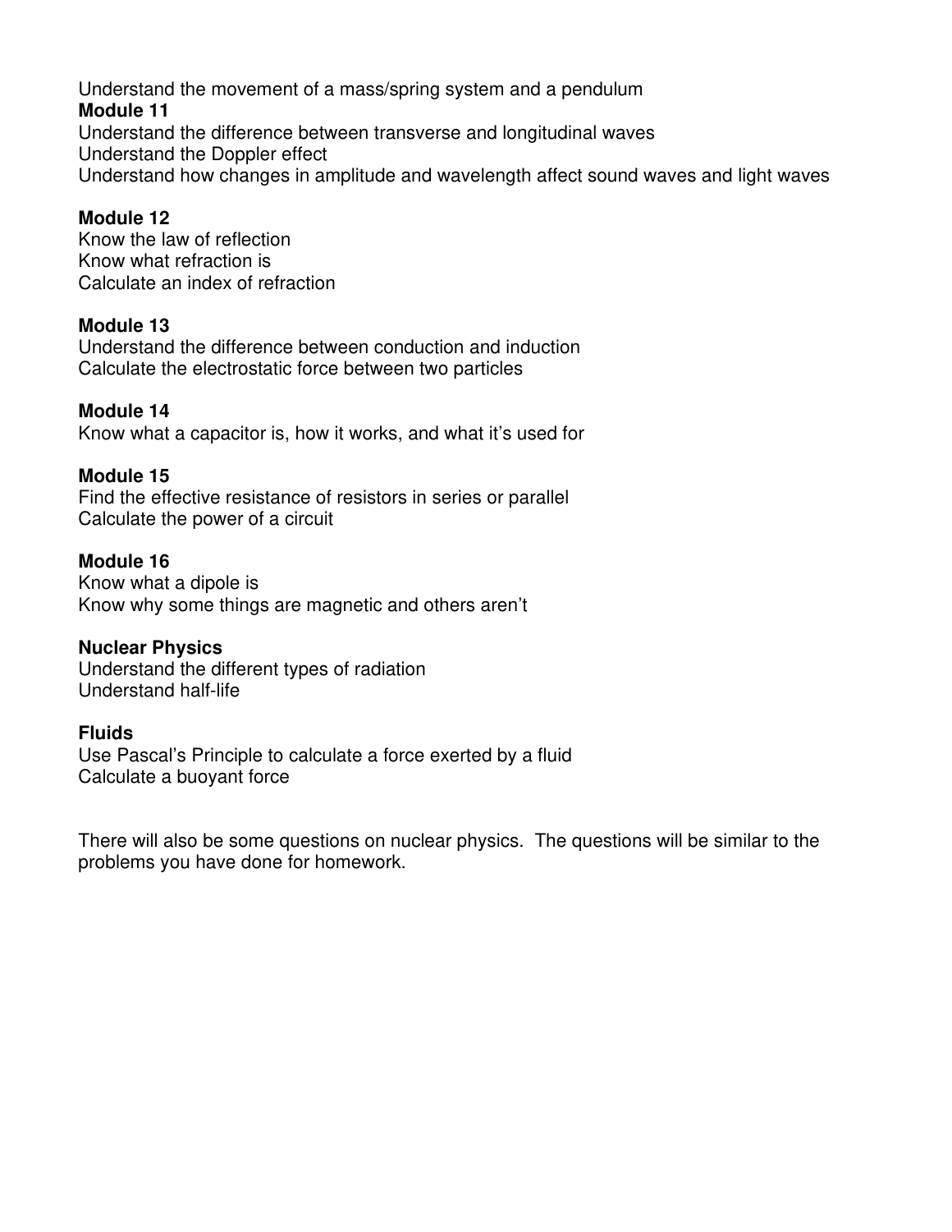Understand the movement of a mass/spring system and a pendulum

**Module 11**

Understand the difference between transverse and longitudinal waves
Understand the Doppler effect
Understand how changes in amplitude and wavelength affect sound waves and light waves

**Module 12**

Know the law of reflection
Know what refraction is
Calculate an index of refraction

**Module 13**

Understand the difference between conduction and induction
Calculate the electrostatic force between two particles

**Module 14**

Know what a capacitor is, how it works, and what it's used for

**Module 15**

Find the effective resistance of resistors in series or parallel
Calculate the power of a circuit

**Module 16**

Know what a dipole is
Know why some things are magnetic and others aren't

**Nuclear Physics**

Understand the different types of radiation
Understand half-life

**Fluids**

Use Pascal's Principle to calculate a force exerted by a fluid
Calculate a buoyant force

There will also be some questions on nuclear physics. The questions will be similar to the problems you have done for homework.